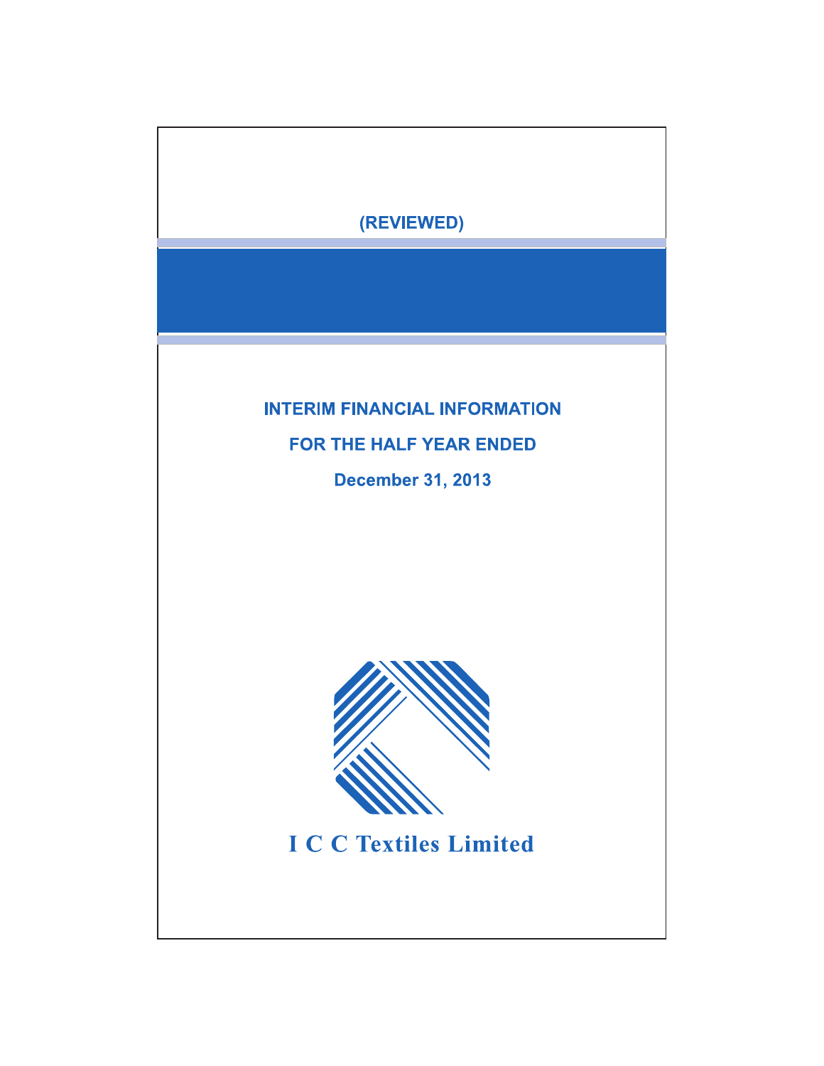(REVIEWED)

# INTERIM FINANCIAL INFORMATION

## FOR THE HALF YEAR ENDED

## December 31, 2013

**I C C Textiles Limited**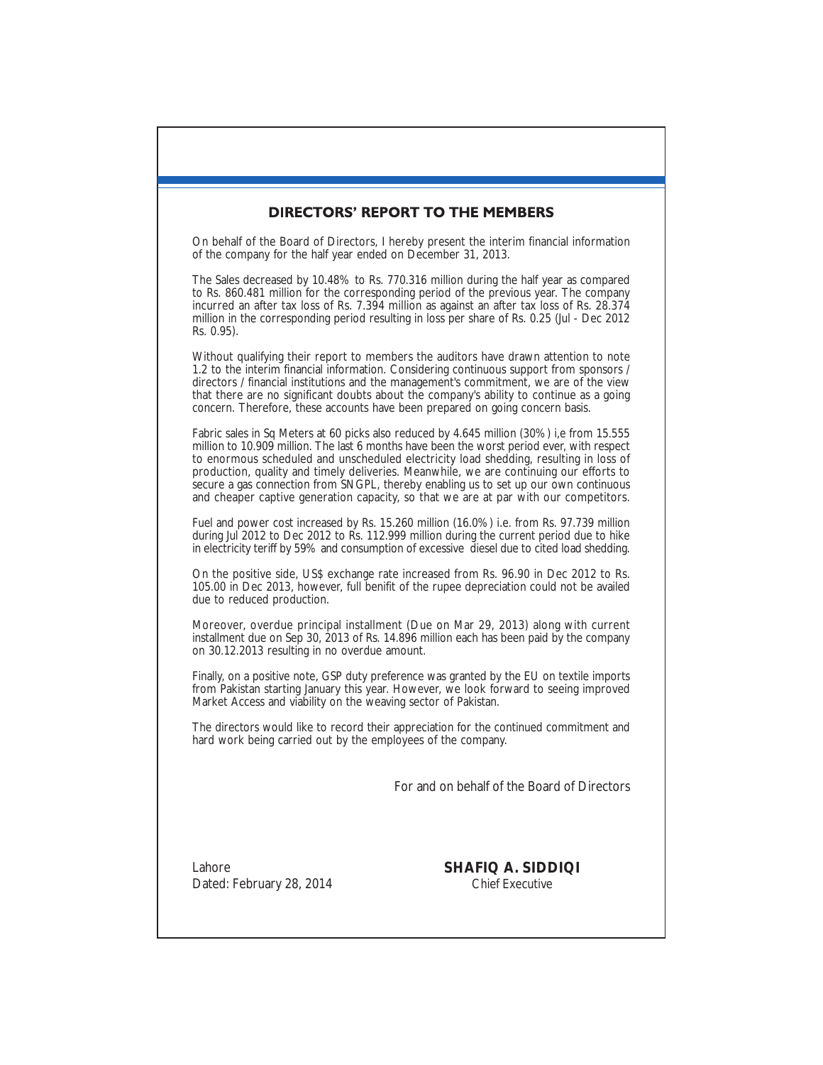# DIRECTORS' REPORT TO THE MEMBERS

On behalf of the Board of Directors, I hereby present the interim financial information of the company for the half year ended on December 31, 2013.

The Sales decreased by 10.48% to Rs. 770.316 million during the half year as compared to Rs. 860.481 million for the corresponding period of the previous year. The company incurred an after tax loss of Rs. 7.394 million as against an after tax loss of Rs. 28.374 million in the corresponding period resulting in loss per share of Rs. 0.25 (Jul - Dec 2012 Rs. 0.95).

Without qualifying their report to members the auditors have drawn attention to note 1.2 to the interim financial information. Considering continuous support from sponsors / directors / financial institutions and the management's commitment, we are of the view that there are no significant doubts about the company's ability to continue as a going concern. Therefore, these accounts have been prepared on going concern basis.

Fabric sales in Sq Meters at 60 picks also reduced by 4.645 million (30%) i,e from 15.555 million to 10.909 million. The last 6 months have been the worst period ever, with respect to enormous scheduled and unscheduled electricity load shedding, resulting in loss of production, quality and timely deliveries. Meanwhile, we are continuing our efforts to secure a gas connection from SNGPL, thereby enabling us to set up our own continuous and cheaper captive generation capacity, so that we are at par with our competitors.

Fuel and power cost increased by Rs. 15.260 million (16.0%) i.e. from Rs. 97.739 million during Jul 2012 to Dec 2012 to Rs. 112.999 million during the current period due to hike in electricity teriff by 59% and consumption of excessive diesel due to cited load shedding.

On the positive side, US$ exchange rate increased from Rs. 96.90 in Dec 2012 to Rs. 105.00 in Dec 2013, however, full benifit of the rupee depreciation could not be availed due to reduced production.

Moreover, overdue principal installment (Due on Mar 29, 2013) along with current installment due on Sep 30, 2013 of Rs. 14.896 million each has been paid by the company on 30.12.2013 resulting in no overdue amount.

Finally, on a positive note, GSP duty preference was granted by the EU on textile imports from Pakistan starting January this year. However, we look forward to seeing improved Market Access and viability on the weaving sector of Pakistan.

The directors would like to record their appreciation for the continued commitment and hard work being carried out by the employees of the company.

For and on behalf of the Board of Directors

Lahore
Dated: February 28, 2014

**SHAFIQ A. SIDDIQI**
Chief Executive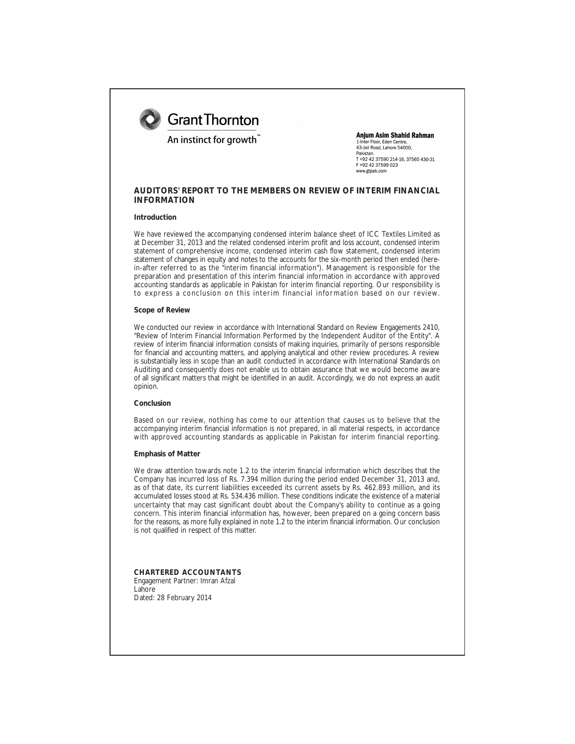Grant Thornton

An instinct for growth™

**Anjum Asim Shahid Rahman**
1-Inter Floor, Eden Centre,
43-Jail Road, Lahore 54000,
Pakistan.
T +92 42 37590 214-16, 37565 430-31
F +92 42 37599 023
www.gtpak.com

## AUDITORS' REPORT TO THE MEMBERS ON REVIEW OF INTERIM FINANCIAL INFORMATION

### Introduction

We have reviewed the accompanying condensed interim balance sheet of ICC Textiles Limited as at December 31, 2013 and the related condensed interim profit and loss account, condensed interim statement of comprehensive income, condensed interim cash flow statement, condensed interim statement of changes in equity and notes to the accounts for the six-month period then ended (here-in-after referred to as the "interim financial information"). Management is responsible for the preparation and presentation of this interim financial information in accordance with approved accounting standards as applicable in Pakistan for interim financial reporting. Our responsibility is to express a conclusion on this interim financial information based on our review.

### Scope of Review

We conducted our review in accordance with International Standard on Review Engagements 2410, "Review of Interim Financial Information Performed by the Independent Auditor of the Entity". A review of interim financial information consists of making inquiries, primarily of persons responsible for financial and accounting matters, and applying analytical and other review procedures. A review is substantially less in scope than an audit conducted in accordance with International Standards on Auditing and consequently does not enable us to obtain assurance that we would become aware of all significant matters that might be identified in an audit. Accordingly, we do not express an audit opinion.

### Conclusion

Based on our review, nothing has come to our attention that causes us to believe that the accompanying interim financial information is not prepared, in all material respects, in accordance with approved accounting standards as applicable in Pakistan for interim financial reporting.

### Emphasis of Matter

We draw attention towards note 1.2 to the interim financial information which describes that the Company has incurred loss of Rs. 7.394 million during the period ended December 31, 2013 and, as of that date, its current liabilities exceeded its current assets by Rs. 462.893 million, and its accumulated losses stood at Rs. 534.436 million. These conditions indicate the existence of a material uncertainty that may cast significant doubt about the Company's ability to continue as a going concern. This interim financial information has, however, been prepared on a going concern basis for the reasons, as more fully explained in note 1.2 to the interim financial information. Our conclusion is not qualified in respect of this matter.

**CHARTERED ACCOUNTANTS**
Engagement Partner: Imran Afzal
Lahore
Dated: 28 February 2014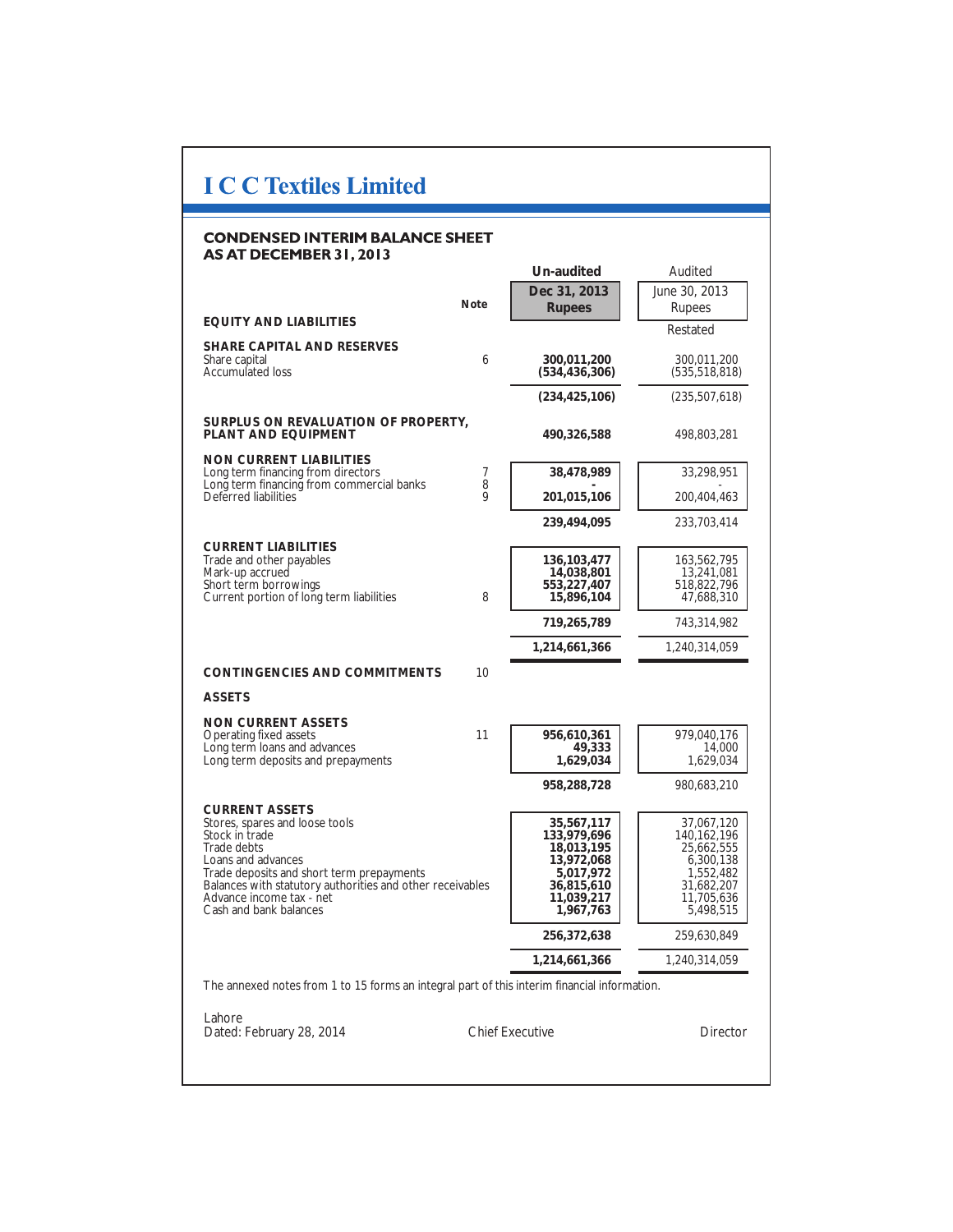# I C C Textiles Limited

## CONDENSED INTERIM BALANCE SHEET AS AT DECEMBER 31, 2013

| | Note | Un-audited Dec 31, 2013 Rupees | Audited June 30, 2013 Rupees Restated |
|---|---|---|---|
| **EQUITY AND LIABILITIES** | | | |
| **SHARE CAPITAL AND RESERVES** | | | |
| Share capital | 6 | **300,011,200** | 300,011,200 |
| Accumulated loss | | **(534,436,306)** | (535,518,818) |
| | | **(234,425,106)** | (235,507,618) |
| **SURPLUS ON REVALUATION OF PROPERTY, PLANT AND EQUIPMENT** | | **490,326,588** | 498,803,281 |
| **NON CURRENT LIABILITIES** | | | |
| Long term financing from directors | 7 | **38,478,989** | 33,298,951 |
| Long term financing from commercial banks | 8 | **-** | - |
| Deferred liabilities | 9 | **201,015,106** | 200,404,463 |
| | | **239,494,095** | 233,703,414 |
| **CURRENT LIABILITIES** | | | |
| Trade and other payables | | **136,103,477** | 163,562,795 |
| Mark-up accrued | | **14,038,801** | 13,241,081 |
| Short term borrowings | | **553,227,407** | 518,822,796 |
| Current portion of long term liabilities | 8 | **15,896,104** | 47,688,310 |
| | | **719,265,789** | 743,314,982 |
| | | **1,214,661,366** | 1,240,314,059 |
| **CONTINGENCIES AND COMMITMENTS** | 10 | | |
| **ASSETS** | | | |
| **NON CURRENT ASSETS** | | | |
| Operating fixed assets | 11 | **956,610,361** | 979,040,176 |
| Long term loans and advances | | **49,333** | 14,000 |
| Long term deposits and prepayments | | **1,629,034** | 1,629,034 |
| | | **958,288,728** | 980,683,210 |
| **CURRENT ASSETS** | | | |
| Stores, spares and loose tools | | **35,567,117** | 37,067,120 |
| Stock in trade | | **133,979,696** | 140,162,196 |
| Trade debts | | **18,013,195** | 25,662,555 |
| Loans and advances | | **13,972,068** | 6,300,138 |
| Trade deposits and short term prepayments | | **5,017,972** | 1,552,482 |
| Balances with statutory authorities and other receivables | | **36,815,610** | 31,682,207 |
| Advance income tax - net | | **11,039,217** | 11,705,636 |
| Cash and bank balances | | **1,967,763** | 5,498,515 |
| | | **256,372,638** | 259,630,849 |
| | | **1,214,661,366** | 1,240,314,059 |

The annexed notes from 1 to 15 forms an integral part of this interim financial information.

Lahore
Dated: February 28, 2014

Chief Executive

Director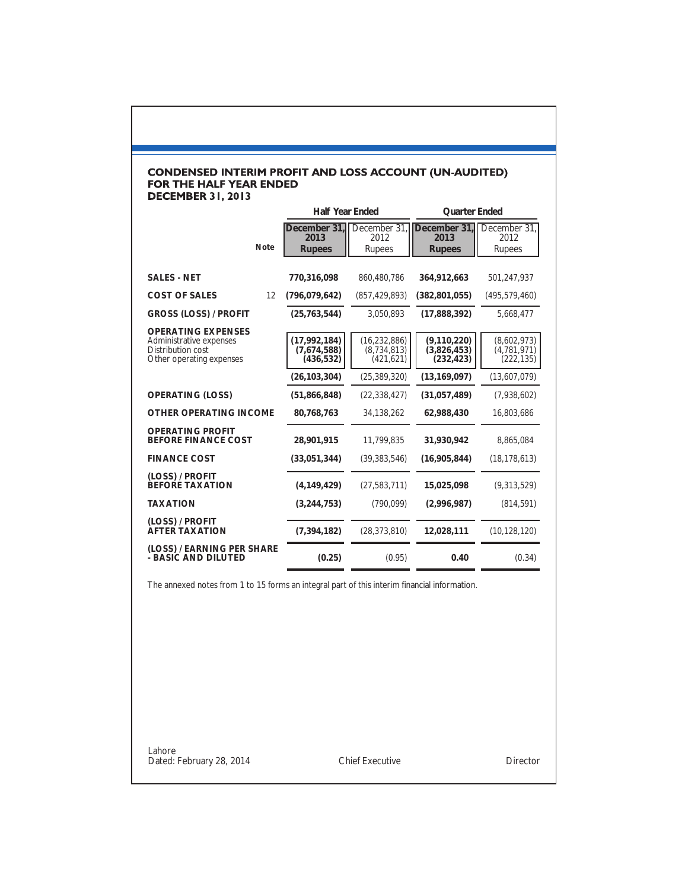## CONDENSED INTERIM PROFIT AND LOSS ACCOUNT (UN-AUDITED) FOR THE HALF YEAR ENDED DECEMBER 31, 2013

| | Note | Half Year Ended | | Quarter Ended | |
|---|---|---|---|---|---|
| | | **December 31, 2013 Rupees** | December 31, 2012 Rupees | **December 31, 2013 Rupees** | December 31, 2012 Rupees |
| **SALES - NET** | | **770,316,098** | 860,480,786 | **364,912,663** | 501,247,937 |
| **COST OF SALES** | 12 | **(796,079,642)** | (857,429,893) | **(382,801,055)** | (495,579,460) |
| **GROSS (LOSS) / PROFIT** | | **(25,763,544)** | 3,050,893 | **(17,888,392)** | 5,668,477 |
| **OPERATING EXPENSES** | | | | | |
| Administrative expenses | | **(17,992,184)** | (16,232,886) | **(9,110,220)** | (8,602,973) |
| Distribution cost | | **(7,674,588)** | (8,734,813) | **(3,826,453)** | (4,781,971) |
| Other operating expenses | | **(436,532)** | (421,621) | **(232,423)** | (222,135) |
| | | **(26,103,304)** | (25,389,320) | **(13,169,097)** | (13,607,079) |
| **OPERATING (LOSS)** | | **(51,866,848)** | (22,338,427) | **(31,057,489)** | (7,938,602) |
| **OTHER OPERATING INCOME** | | **80,768,763** | 34,138,262 | **62,988,430** | 16,803,686 |
| **OPERATING PROFIT BEFORE FINANCE COST** | | **28,901,915** | 11,799,835 | **31,930,942** | 8,865,084 |
| **FINANCE COST** | | **(33,051,344)** | (39,383,546) | **(16,905,844)** | (18,178,613) |
| **(LOSS) / PROFIT BEFORE TAXATION** | | **(4,149,429)** | (27,583,711) | **15,025,098** | (9,313,529) |
| **TAXATION** | | **(3,244,753)** | (790,099) | **(2,996,987)** | (814,591) |
| **(LOSS) / PROFIT AFTER TAXATION** | | **(7,394,182)** | (28,373,810) | **12,028,111** | (10,128,120) |
| **(LOSS) / EARNING PER SHARE - BASIC AND DILUTED** | | **(0.25)** | (0.95) | **0.40** | (0.34) |

The annexed notes from 1 to 15 forms an integral part of this interim financial information.

Lahore
Dated: February 28, 2014

Chief Executive

Director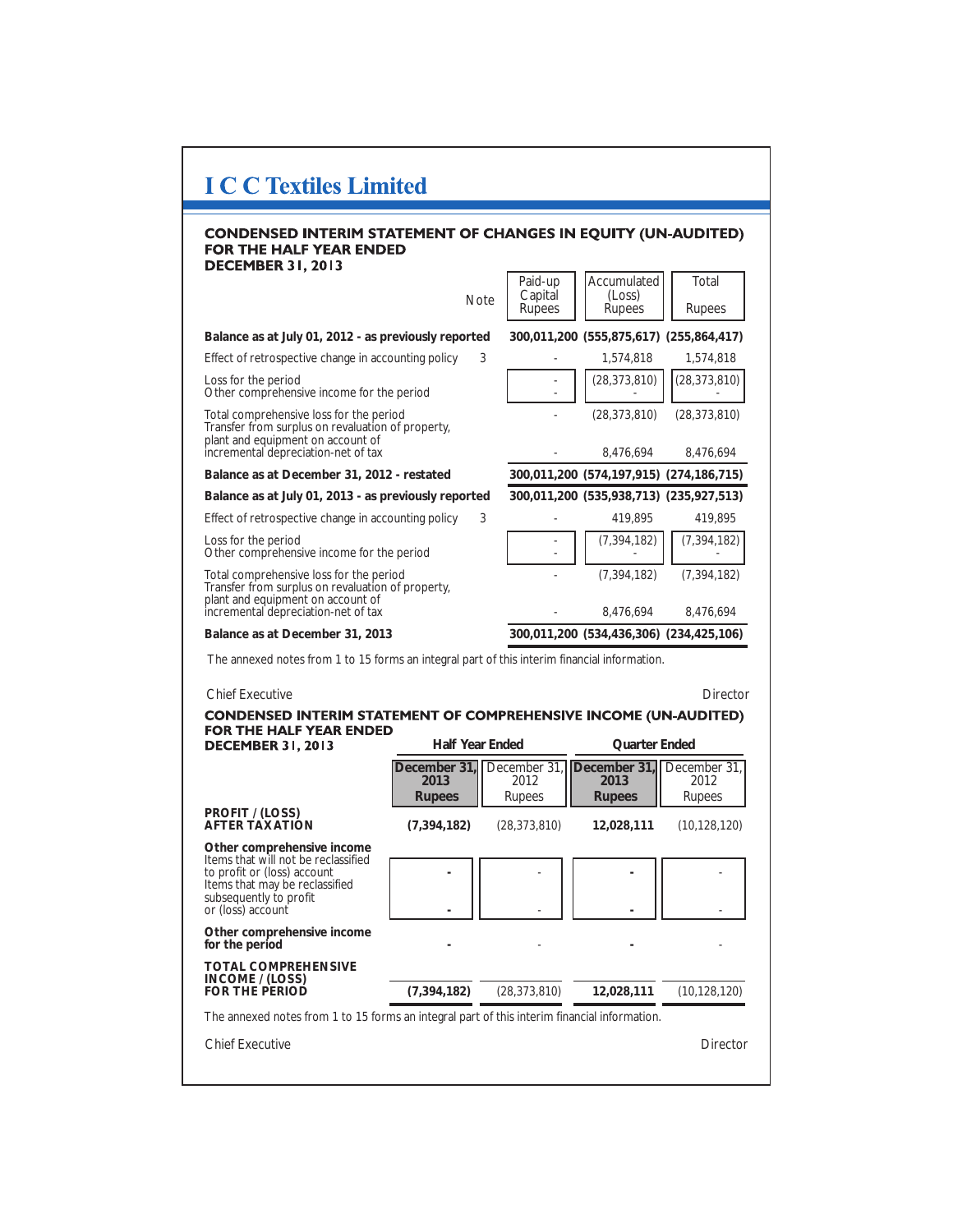# I C C Textiles Limited

## CONDENSED INTERIM STATEMENT OF CHANGES IN EQUITY (UN-AUDITED) FOR THE HALF YEAR ENDED DECEMBER 31, 2013

| | Note | Paid-up Capital Rupees | Accumulated (Loss) Rupees | Total Rupees |
|---|---|---|---|---|
| **Balance as at July 01, 2012 - as previously reported** | | **300,011,200** | **(555,875,617)** | **(255,864,417)** |
| Effect of retrospective change in accounting policy | 3 | - | 1,574,818 | 1,574,818 |
| Loss for the period | | - | (28,373,810) | (28,373,810) |
| Other comprehensive income for the period | | - | - | - |
| Total comprehensive loss for the period | | - | (28,373,810) | (28,373,810) |
| Transfer from surplus on revaluation of property, plant and equipment on account of incremental depreciation-net of tax | | - | 8,476,694 | 8,476,694 |
| **Balance as at December 31, 2012 - restated** | | **300,011,200** | **(574,197,915)** | **(274,186,715)** |
| **Balance as at July 01, 2013 - as previously reported** | | **300,011,200** | **(535,938,713)** | **(235,927,513)** |
| Effect of retrospective change in accounting policy | 3 | - | 419,895 | 419,895 |
| Loss for the period | | - | (7,394,182) | (7,394,182) |
| Other comprehensive income for the period | | - | - | - |
| Total comprehensive loss for the period | | - | (7,394,182) | (7,394,182) |
| Transfer from surplus on revaluation of property, plant and equipment on account of incremental depreciation-net of tax | | - | 8,476,694 | 8,476,694 |
| **Balance as at December 31, 2013** | | **300,011,200** | **(534,436,306)** | **(234,425,106)** |

The annexed notes from 1 to 15 forms an integral part of this interim financial information.

Chief Executive — Director

## CONDENSED INTERIM STATEMENT OF COMPREHENSIVE INCOME (UN-AUDITED) FOR THE HALF YEAR ENDED DECEMBER 31, 2013

| | Half Year Ended | | Quarter Ended | |
|---|---|---|---|---|
| | **December 31, 2013 Rupees** | December 31, 2012 Rupees | **December 31, 2013 Rupees** | December 31, 2012 Rupees |
| **PROFIT / (LOSS) AFTER TAXATION** | **(7,394,182)** | (28,373,810) | **12,028,111** | (10,128,120) |
| **Other comprehensive income** | | | | |
| Items that will not be reclassified to profit or (loss) account | **-** | - | **-** | - |
| Items that may be reclassified subsequently to profit or (loss) account | **-** | - | **-** | - |
| **Other comprehensive income for the period** | **-** | - | **-** | - |
| **TOTAL COMPREHENSIVE INCOME / (LOSS) FOR THE PERIOD** | **(7,394,182)** | (28,373,810) | **12,028,111** | (10,128,120) |

The annexed notes from 1 to 15 forms an integral part of this interim financial information.

Chief Executive — Director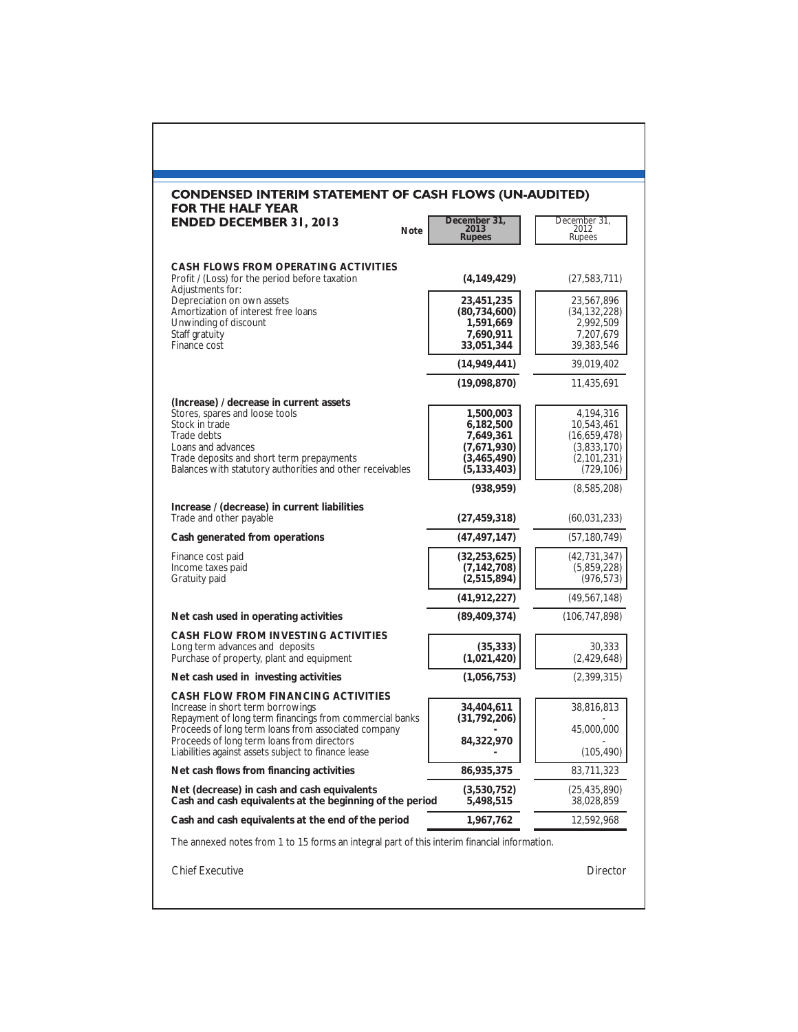## CONDENSED INTERIM STATEMENT OF CASH FLOWS (UN-AUDITED) FOR THE HALF YEAR ENDED DECEMBER 31, 2013

| | Note | December 31, 2013 Rupees | December 31, 2012 Rupees |
|---|---|---|---|
| **CASH FLOWS FROM OPERATING ACTIVITIES** | | | |
| Profit / (Loss) for the period before taxation | | **(4,149,429)** | (27,583,711) |
| Adjustments for: | | | |
| Depreciation on own assets | | **23,451,235** | 23,567,896 |
| Amortization of interest free loans | | **(80,734,600)** | (34,132,228) |
| Unwinding of discount | | **1,591,669** | 2,992,509 |
| Staff gratuity | | **7,690,911** | 7,207,679 |
| Finance cost | | **33,051,344** | 39,383,546 |
| | | **(14,949,441)** | 39,019,402 |
| | | **(19,098,870)** | 11,435,691 |
| **(Increase) / decrease in current assets** | | | |
| Stores, spares and loose tools | | **1,500,003** | 4,194,316 |
| Stock in trade | | **6,182,500** | 10,543,461 |
| Trade debts | | **7,649,361** | (16,659,478) |
| Loans and advances | | **(7,671,930)** | (3,833,170) |
| Trade deposits and short term prepayments | | **(3,465,490)** | (2,101,231) |
| Balances with statutory authorities and other receivables | | **(5,133,403)** | (729,106) |
| | | **(938,959)** | (8,585,208) |
| **Increase / (decrease) in current liabilities** | | | |
| Trade and other payable | | **(27,459,318)** | (60,031,233) |
| **Cash generated from operations** | | **(47,497,147)** | (57,180,749) |
| Finance cost paid | | **(32,253,625)** | (42,731,347) |
| Income taxes paid | | **(7,142,708)** | (5,859,228) |
| Gratuity paid | | **(2,515,894)** | (976,573) |
| | | **(41,912,227)** | (49,567,148) |
| **Net cash used in operating activities** | | **(89,409,374)** | (106,747,898) |
| **CASH FLOW FROM INVESTING ACTIVITIES** | | | |
| Long term advances and deposits | | **(35,333)** | 30,333 |
| Purchase of property, plant and equipment | | **(1,021,420)** | (2,429,648) |
| **Net cash used in investing activities** | | **(1,056,753)** | (2,399,315) |
| **CASH FLOW FROM FINANCING ACTIVITIES** | | | |
| Increase in short term borrowings | | **34,404,611** | 38,816,813 |
| Repayment of long term financings from commercial banks | | **(31,792,206)** | - |
| Proceeds of long term loans from associated company | | **-** | 45,000,000 |
| Proceeds of long term loans from directors | | **84,322,970** | - |
| Liabilities against assets subject to finance lease | | **-** | (105,490) |
| **Net cash flows from financing activities** | | **86,935,375** | 83,711,323 |
| **Net (decrease) in cash and cash equivalents** | | **(3,530,752)** | (25,435,890) |
| **Cash and cash equivalents at the beginning of the period** | | **5,498,515** | 38,028,859 |
| **Cash and cash equivalents at the end of the period** | | **1,967,762** | 12,592,968 |

The annexed notes from 1 to 15 forms an integral part of this interim financial information.

Chief Executive | Director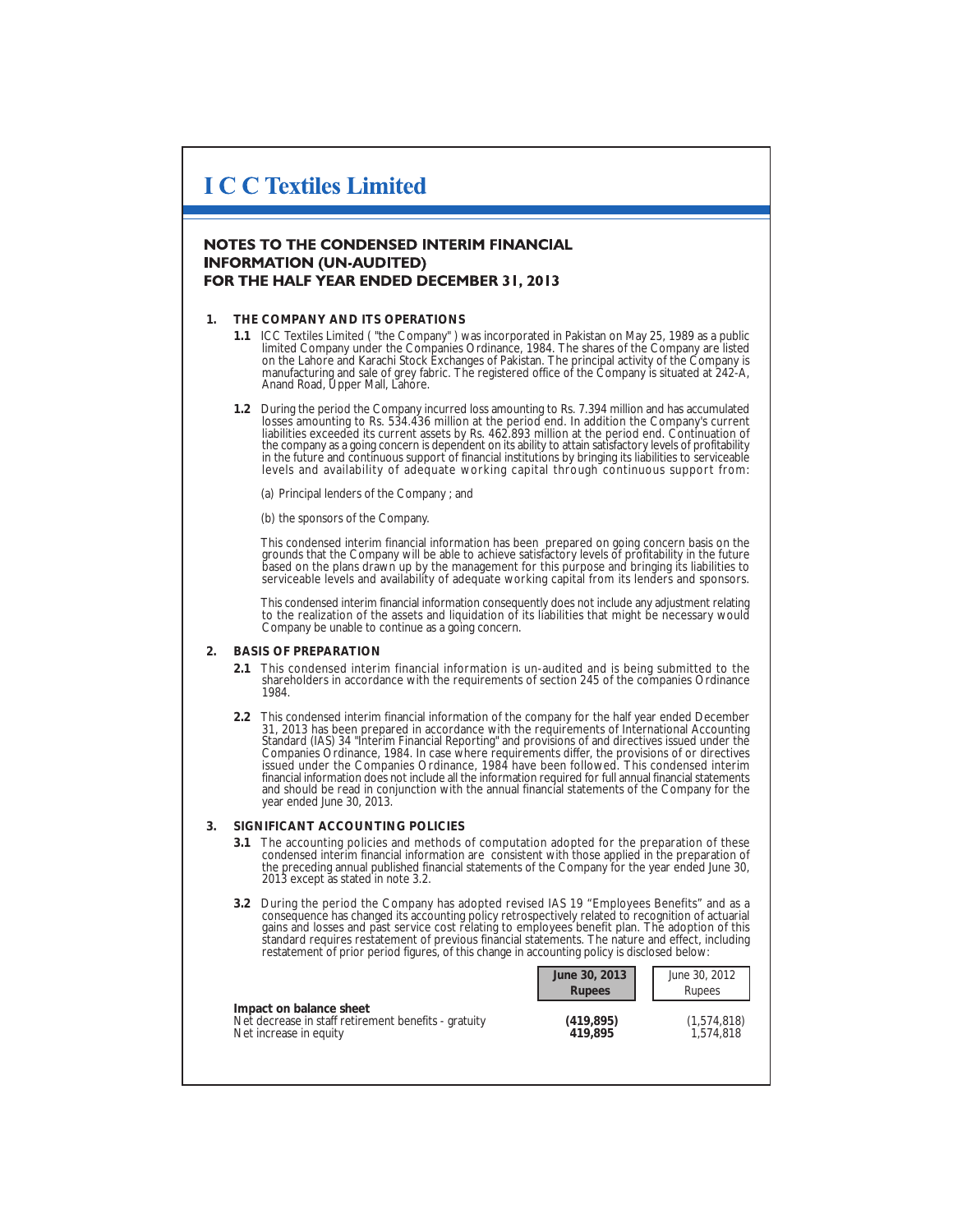## NOTES TO THE CONDENSED INTERIM FINANCIAL INFORMATION (UN-AUDITED) FOR THE HALF YEAR ENDED DECEMBER 31, 2013

### 1. THE COMPANY AND ITS OPERATIONS

**1.1** ICC Textiles Limited ( "the Company" ) was incorporated in Pakistan on May 25, 1989 as a public limited Company under the Companies Ordinance, 1984. The shares of the Company are listed on the Lahore and Karachi Stock Exchanges of Pakistan. The principal activity of the Company is manufacturing and sale of grey fabric. The registered office of the Company is situated at 242-A, Anand Road, Upper Mall, Lahore.

**1.2** During the period the Company incurred loss amounting to Rs. 7.394 million and has accumulated losses amounting to Rs. 534.436 million at the period end. In addition the Company's current liabilities exceeded its current assets by Rs. 462.893 million at the period end. Continuation of the company as a going concern is dependent on its ability to attain satisfactory levels of profitability in the future and continuous support of financial institutions by bringing its liabilities to serviceable levels and availability of adequate working capital through continuous support from:

(a) Principal lenders of the Company ; and

(b) the sponsors of the Company.

This condensed interim financial information has been prepared on going concern basis on the grounds that the Company will be able to achieve satisfactory levels of profitability in the future based on the plans drawn up by the management for this purpose and bringing its liabilities to serviceable levels and availability of adequate working capital from its lenders and sponsors.

This condensed interim financial information consequently does not include any adjustment relating to the realization of the assets and liquidation of its liabilities that might be necessary would Company be unable to continue as a going concern.

### 2. BASIS OF PREPARATION

**2.1** This condensed interim financial information is un-audited and is being submitted to the shareholders in accordance with the requirements of section 245 of the companies Ordinance 1984.

**2.2** This condensed interim financial information of the company for the half year ended December 31, 2013 has been prepared in accordance with the requirements of International Accounting Standard (IAS) 34 "Interim Financial Reporting" and provisions of and directives issued under the Companies Ordinance, 1984. In case where requirements differ, the provisions of or directives issued under the Companies Ordinance, 1984 have been followed. This condensed interim financial information does not include all the information required for full annual financial statements and should be read in conjunction with the annual financial statements of the Company for the year ended June 30, 2013.

### 3. SIGNIFICANT ACCOUNTING POLICIES

**3.1** The accounting policies and methods of computation adopted for the preparation of these condensed interim financial information are consistent with those applied in the preparation of the preceding annual published financial statements of the Company for the year ended June 30, 2013 except as stated in note 3.2.

**3.2** During the period the Company has adopted revised IAS 19 "Employees Benefits" and as a consequence has changed its accounting policy retrospectively related to recognition of actuarial gains and losses and past service cost relating to employees benefit plan. The adoption of this standard requires restatement of previous financial statements. The nature and effect, including restatement of prior period figures, of this change in accounting policy is disclosed below:

| | **June 30, 2013 Rupees** | June 30, 2012 Rupees |
|---|---|---|
| **Impact on balance sheet** | | |
| Net decrease in staff retirement benefits - gratuity | **(419,895)** | (1,574,818) |
| Net increase in equity | **419,895** | 1,574,818 |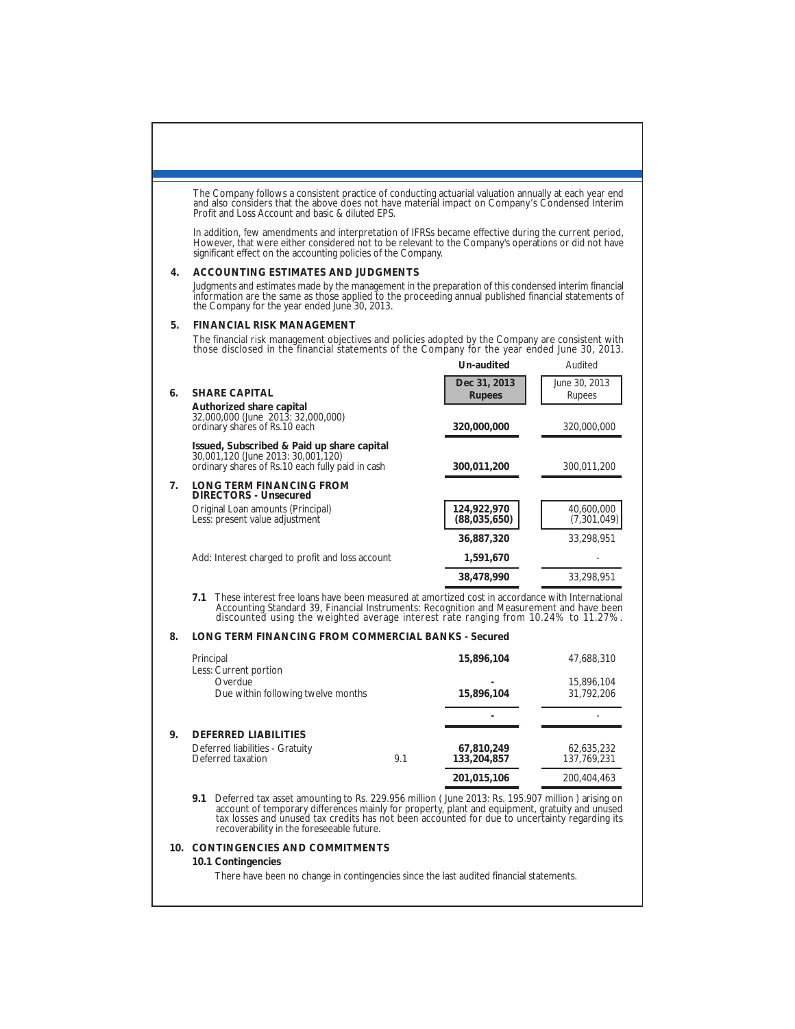The Company follows a consistent practice of conducting actuarial valuation annually at each year end and also considers that the above does not have material impact on Company's Condensed Interim Profit and Loss Account and basic & diluted EPS.

In addition, few amendments and interpretation of IFRSs became effective during the current period, However, that were either considered not to be relevant to the Company's operations or did not have significant effect on the accounting policies of the Company.

## 4. ACCOUNTING ESTIMATES AND JUDGMENTS

Judgments and estimates made by the management in the preparation of this condensed interim financial information are the same as those applied to the proceeding annual published financial statements of the Company for the year ended June 30, 2013.

## 5. FINANCIAL RISK MANAGEMENT

The financial risk management objectives and policies adopted by the Company are consistent with those disclosed in the financial statements of the Company for the year ended June 30, 2013.

| | | Note | **Un-audited** | Audited |
|---|---|---|---|---|
| | | | **Dec 31, 2013 Rupees** | June 30, 2013 Rupees |
| **6.** | **SHARE CAPITAL** | | | |
| | **Authorized share capital** | | | |
| | 32,000,000 (June 2013: 32,000,000) ordinary shares of Rs.10 each | | **320,000,000** | 320,000,000 |
| | **Issued, Subscribed & Paid up share capital** | | | |
| | 30,001,120 (June 2013: 30,001,120) ordinary shares of Rs.10 each fully paid in cash | | **300,011,200** | 300,011,200 |
| **7.** | **LONG TERM FINANCING FROM DIRECTORS - Unsecured** | | | |
| | Original Loan amounts (Principal) | | **124,922,970** | 40,600,000 |
| | Less: present value adjustment | | **(88,035,650)** | (7,301,049) |
| | | | **36,887,320** | 33,298,951 |
| | Add: Interest charged to profit and loss account | | **1,591,670** | - |
| | | | **38,478,990** | 33,298,951 |

**7.1** These interest free loans have been measured at amortized cost in accordance with International Accounting Standard 39, Financial Instruments: Recognition and Measurement and have been discounted using the weighted average interest rate ranging from 10.24% to 11.27%.

| | | Note | | |
|---|---|---|---|---|
| **8.** | **LONG TERM FINANCING FROM COMMERCIAL BANKS - Secured** | | | |
| | Principal | | **15,896,104** | 47,688,310 |
| | Less: Current portion | | | |
| | Overdue | | **-** | 15,896,104 |
| | Due within following twelve months | | **15,896,104** | 31,792,206 |
| | | | **-** | - |
| **9.** | **DEFERRED LIABILITIES** | | | |
| | Deferred liabilities - Gratuity | | **67,810,249** | 62,635,232 |
| | Deferred taxation | 9.1 | **133,204,857** | 137,769,231 |
| | | | **201,015,106** | 200,404,463 |

**9.1** Deferred tax asset amounting to Rs. 229.956 million ( June 2013: Rs. 195.907 million ) arising on account of temporary differences mainly for property, plant and equipment, gratuity and unused tax losses and unused tax credits has not been accounted for due to uncertainty regarding its recoverability in the foreseeable future.

## 10. CONTINGENCIES AND COMMITMENTS

**10.1 Contingencies**

There have been no change in contingencies since the last audited financial statements.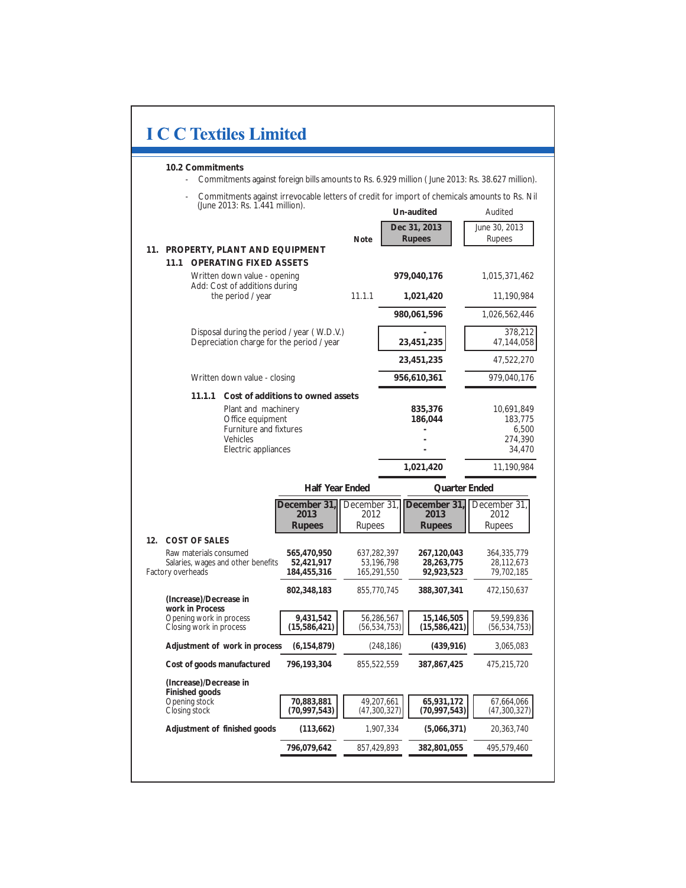# I C C Textiles Limited

**10.2 Commitments**

- Commitments against foreign bills amounts to Rs. 6.929 million ( June 2013: Rs. 38.627 million).
- Commitments against irrevocable letters of credit for import of chemicals amounts to Rs. Nil (June 2013: Rs. 1.441 million).

| | Note | Un-audited Dec 31, 2013 Rupees | Audited June 30, 2013 Rupees |
|---|---|---|---|
| **11. PROPERTY, PLANT AND EQUIPMENT** | | | |
| **11.1 OPERATING FIXED ASSETS** | | | |
| Written down value - opening | | **979,040,176** | 1,015,371,462 |
| Add: Cost of additions during the period / year | 11.1.1 | **1,021,420** | 11,190,984 |
| | | **980,061,596** | 1,026,562,446 |
| Disposal during the period / year ( W.D.V.) | | **-** | 378,212 |
| Depreciation charge for the period / year | | **23,451,235** | 47,144,058 |
| | | **23,451,235** | 47,522,270 |
| Written down value - closing | | **956,610,361** | 979,040,176 |
| **11.1.1 Cost of additions to owned assets** | | | |
| Plant and machinery | | **835,376** | 10,691,849 |
| Office equipment | | **186,044** | 183,775 |
| Furniture and fixtures | | **-** | 6,500 |
| Vehicles | | **-** | 274,390 |
| Electric appliances | | **-** | 34,470 |
| | | **1,021,420** | 11,190,984 |

| | Half Year Ended | | Quarter Ended | |
|---|---|---|---|---|
| | **December 31, 2013 Rupees** | December 31, 2012 Rupees | **December 31, 2013 Rupees** | December 31, 2012 Rupees |
| **12. COST OF SALES** | | | | |
| Raw materials consumed | **565,470,950** | 637,282,397 | **267,120,043** | 364,335,779 |
| Salaries, wages and other benefits | **52,421,917** | 53,196,798 | **28,263,775** | 28,112,673 |
| Factory overheads | **184,455,316** | 165,291,550 | **92,923,523** | 79,702,185 |
| | **802,348,183** | 855,770,745 | **388,307,341** | 472,150,637 |
| **(Increase)/Decrease in work in Process** | | | | |
| Opening work in process | **9,431,542** | 56,286,567 | **15,146,505** | 59,599,836 |
| Closing work in process | **(15,586,421)** | (56,534,753) | **(15,586,421)** | (56,534,753) |
| **Adjustment of work in process** | **(6,154,879)** | (248,186) | **(439,916)** | 3,065,083 |
| **Cost of goods manufactured** | **796,193,304** | 855,522,559 | **387,867,425** | 475,215,720 |
| **(Increase)/Decrease in Finished goods** | | | | |
| Opening stock | **70,883,881** | 49,207,661 | **65,931,172** | 67,664,066 |
| Closing stock | **(70,997,543)** | (47,300,327) | **(70,997,543)** | (47,300,327) |
| **Adjustment of finished goods** | **(113,662)** | 1,907,334 | **(5,066,371)** | 20,363,740 |
| | **796,079,642** | 857,429,893 | **382,801,055** | 495,579,460 |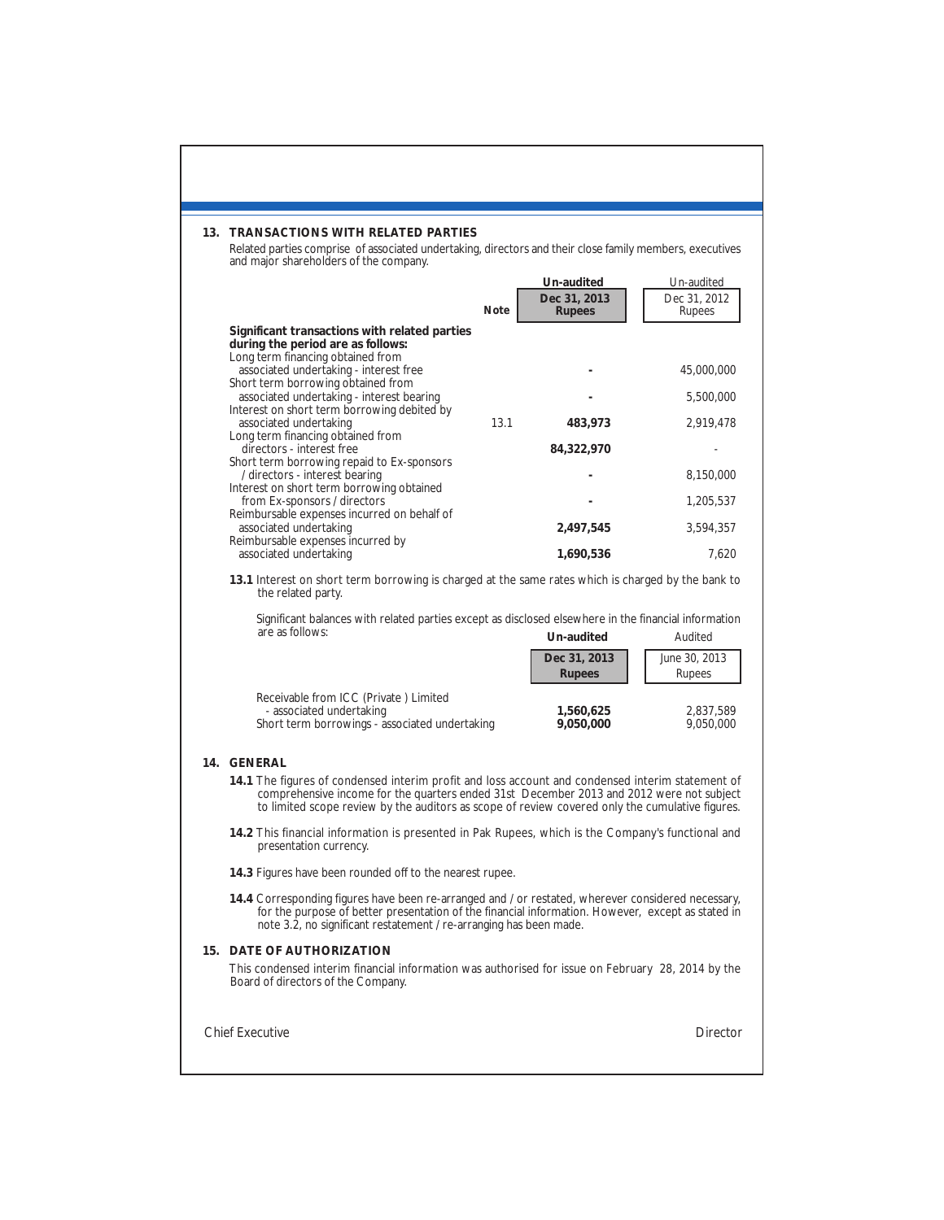## 13. TRANSACTIONS WITH RELATED PARTIES

Related parties comprise of associated undertaking, directors and their close family members, executives and major shareholders of the company.

| | Note | Un-audited<br>**Dec 31, 2013**<br>**Rupees** | Un-audited<br>Dec 31, 2012<br>Rupees |
|---|---|---|---|
| **Significant transactions with related parties during the period are as follows:** | | | |
| Long term financing obtained from associated undertaking - interest free | | **-** | 45,000,000 |
| Short term borrowing obtained from associated undertaking - interest bearing | | **-** | 5,500,000 |
| Interest on short term borrowing debited by associated undertaking | 13.1 | **483,973** | 2,919,478 |
| Long term financing obtained from directors - interest free | | **84,322,970** | - |
| Short term borrowing repaid to Ex-sponsors / directors - interest bearing | | **-** | 8,150,000 |
| Interest on short term borrowing obtained from Ex-sponsors / directors | | **-** | 1,205,537 |
| Reimbursable expenses incurred on behalf of associated undertaking | | **2,497,545** | 3,594,357 |
| Reimbursable expenses incurred by associated undertaking | | **1,690,536** | 7,620 |

**13.1** Interest on short term borrowing is charged at the same rates which is charged by the bank to the related party.

Significant balances with related parties except as disclosed elsewhere in the financial information are as follows:

| | Un-audited<br>**Dec 31, 2013**<br>**Rupees** | Audited<br>June 30, 2013<br>Rupees |
|---|---|---|
| Receivable from ICC (Private ) Limited - associated undertaking | **1,560,625** | 2,837,589 |
| Short term borrowings - associated undertaking | **9,050,000** | 9,050,000 |

## 14. GENERAL

**14.1** The figures of condensed interim profit and loss account and condensed interim statement of comprehensive income for the quarters ended 31st December 2013 and 2012 were not subject to limited scope review by the auditors as scope of review covered only the cumulative figures.

**14.2** This financial information is presented in Pak Rupees, which is the Company's functional and presentation currency.

**14.3** Figures have been rounded off to the nearest rupee.

**14.4** Corresponding figures have been re-arranged and / or restated, wherever considered necessary, for the purpose of better presentation of the financial information. However, except as stated in note 3.2, no significant restatement / re-arranging has been made.

## 15. DATE OF AUTHORIZATION

This condensed interim financial information was authorised for issue on February 28, 2014 by the Board of directors of the Company.

Chief Executive | Director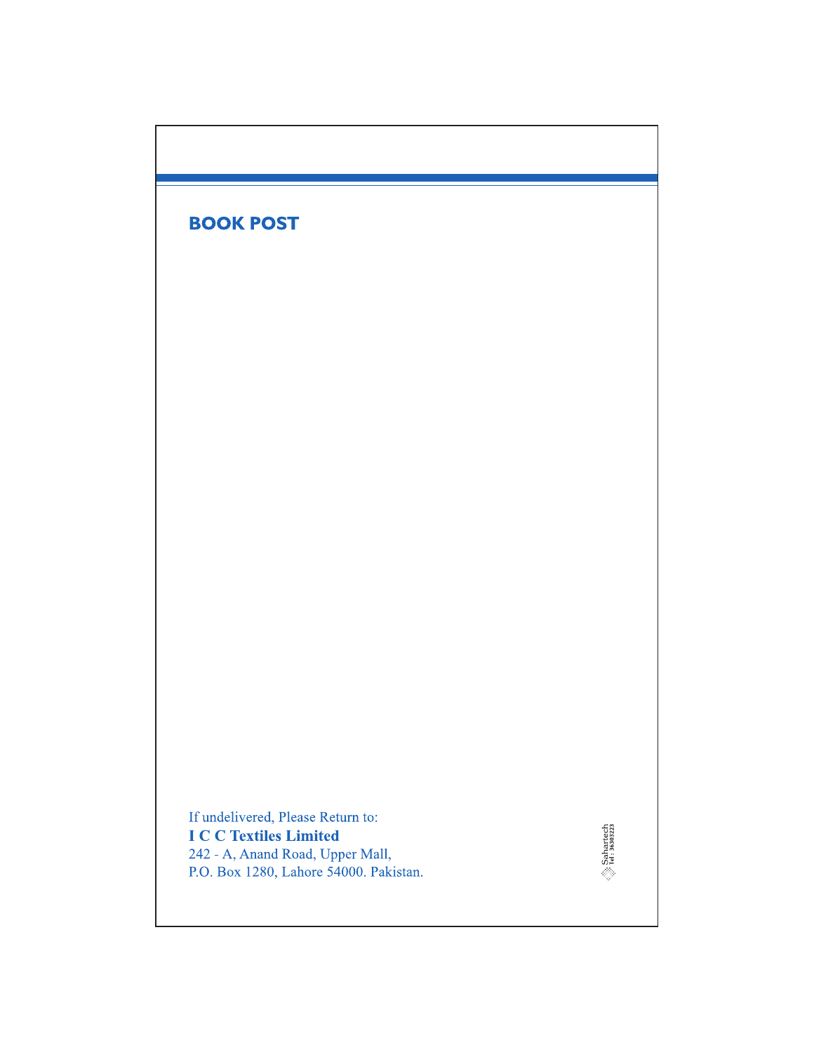## BOOK POST

If undelivered, Please Return to:

**I C C Textiles Limited**

242 - A, Anand Road, Upper Mall,

P.O. Box 1280, Lahore 54000. Pakistan.

Sahartech
Tel : 36303223